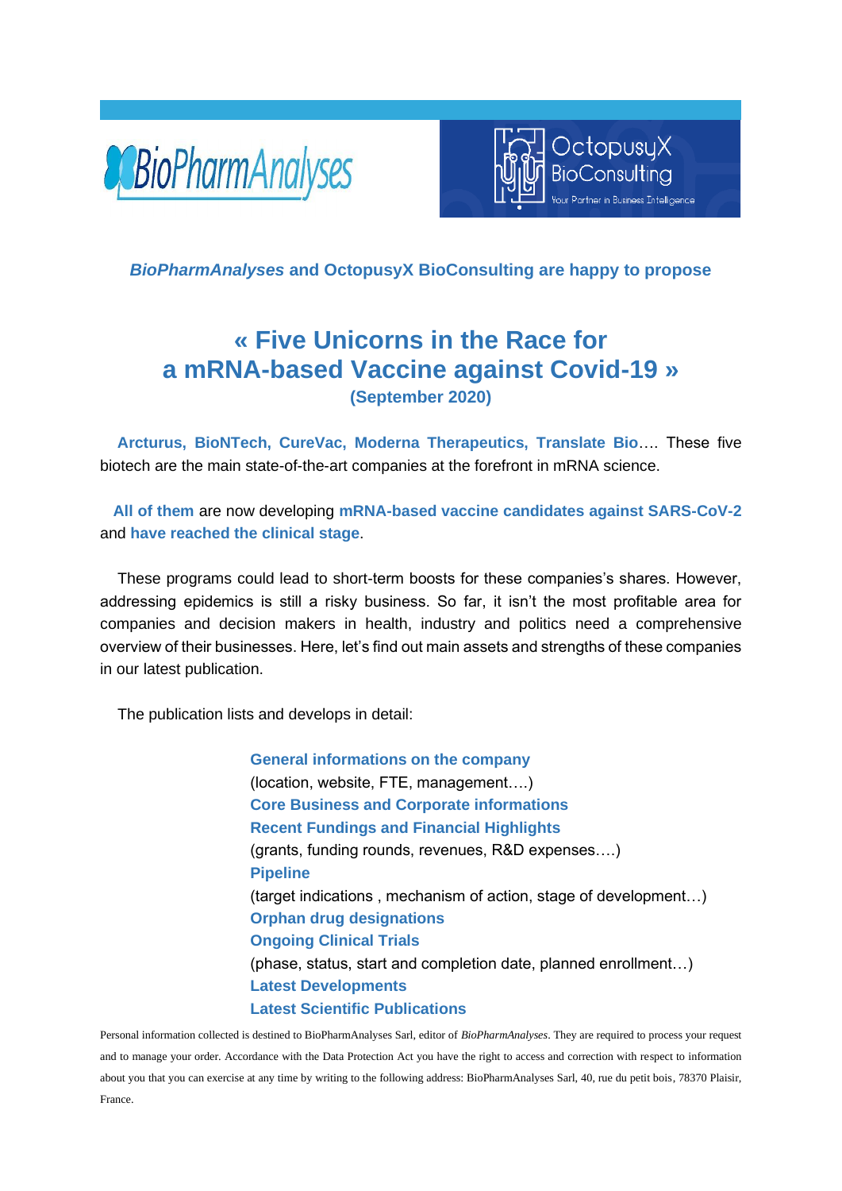BioPharmAnalyses

OctopusyX BioConsulting
Your Partner in Business Intelligence

***BioPharmAnalyses* and OctopusyX BioConsulting are happy to propose**

# « Five Unicorns in the Race for a mRNA-based Vaccine against Covid-19 »

**(September 2020)**

**Arcturus, BioNTech, CureVac, Moderna Therapeutics, Translate Bio**…. These five biotech are the main state-of-the-art companies at the forefront in mRNA science.

**All of them** are now developing **mRNA-based vaccine candidates against SARS-CoV-2** and **have reached the clinical stage**.

These programs could lead to short-term boosts for these companies's shares. However, addressing epidemics is still a risky business. So far, it isn't the most profitable area for companies and decision makers in health, industry and politics need a comprehensive overview of their businesses. Here, let's find out main assets and strengths of these companies in our latest publication.

The publication lists and develops in detail:

**General informations on the company**
(location, website, FTE, management….)
**Core Business and Corporate informations**
**Recent Fundings and Financial Highlights**
(grants, funding rounds, revenues, R&D expenses….)
**Pipeline**
(target indications , mechanism of action, stage of development…)
**Orphan drug designations**
**Ongoing Clinical Trials**
(phase, status, start and completion date, planned enrollment…)
**Latest Developments**
**Latest Scientific Publications**

Personal information collected is destined to BioPharmAnalyses Sarl, editor of *BioPharmAnalyses*. They are required to process your request and to manage your order. Accordance with the Data Protection Act you have the right to access and correction with respect to information about you that you can exercise at any time by writing to the following address: BioPharmAnalyses Sarl, 40, rue du petit bois, 78370 Plaisir, France.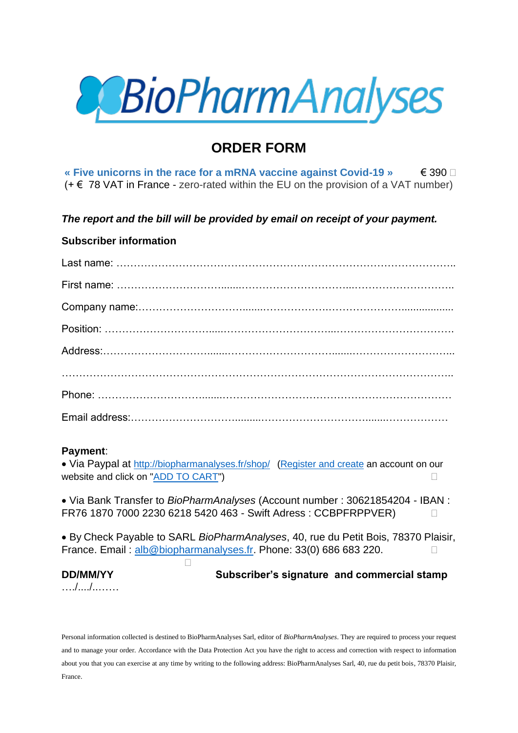BioPharmAnalyses

# ORDER FORM

**« Five unicorns in the race for a mRNA vaccine against Covid-19 »** € 390 ☐
(+ € 78 VAT in France - zero-rated within the EU on the provision of a VAT number)

***The report and the bill will be provided by email on receipt of your payment.***

**Subscriber information**

Last name: ……………………………………………………………………………………..

First name: ……………………………......…………………………...………………………..

Company name:…………………………......……………….……………………..................

Position: …………………………....……………………………...…………………………….

Address:…………………………….......…………………………......………………………...

……………………………………………………………………………………………………..

Phone: …………………………......……………………………………………………………

Email address:…………………………..........…………………………......………………

**Payment**:

• Via Paypal at http://biopharmanalyses.fr/shop/ (Register and create an account on our website and click on "ADD TO CART") ☐

• Via Bank Transfer to *BioPharmAnalyses* (Account number : 30621854204 - IBAN : FR76 1870 7000 2230 6218 5420 463 - Swift Adress : CCBPFRPPVER) ☐

• By Check Payable to SARL *BioPharmAnalyses*, 40, rue du Petit Bois, 78370 Plaisir, France. Email : alb@biopharmanalyses.fr. Phone: 33(0) 686 683 220. ☐

☐

**DD/MM/YY** **Subscriber's signature and commercial stamp**

…./..../..……

Personal information collected is destined to BioPharmAnalyses Sarl, editor of *BioPharmAnalyses*. They are required to process your request and to manage your order. Accordance with the Data Protection Act you have the right to access and correction with respect to information about you that you can exercise at any time by writing to the following address: BioPharmAnalyses Sarl, 40, rue du petit bois, 78370 Plaisir, France.